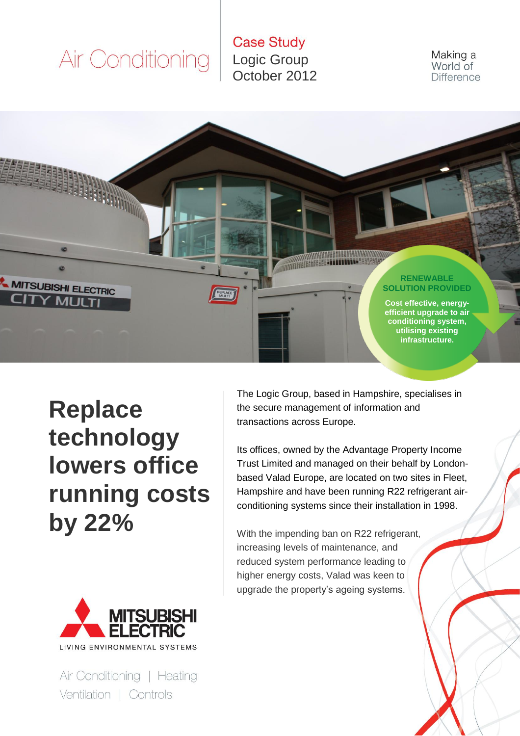Air Conditioning

Case Study
Logic Group
October 2012

Making a World of Difference

**RENEWABLE SOLUTION PROVIDED**

**Cost effective, energy-efficient upgrade to air conditioning system, utilising existing infrastructure.**

# Replace technology lowers office running costs by 22%

The Logic Group, based in Hampshire, specialises in the secure management of information and transactions across Europe.

Its offices, owned by the Advantage Property Income Trust Limited and managed on their behalf by London-based Valad Europe, are located on two sites in Fleet, Hampshire and have been running R22 refrigerant air-conditioning systems since their installation in 1998.

With the impending ban on R22 refrigerant, increasing levels of maintenance, and reduced system performance leading to higher energy costs, Valad was keen to upgrade the property's ageing systems.

MITSUBISHI ELECTRIC
LIVING ENVIRONMENTAL SYSTEMS

Air Conditioning | Heating
Ventilation | Controls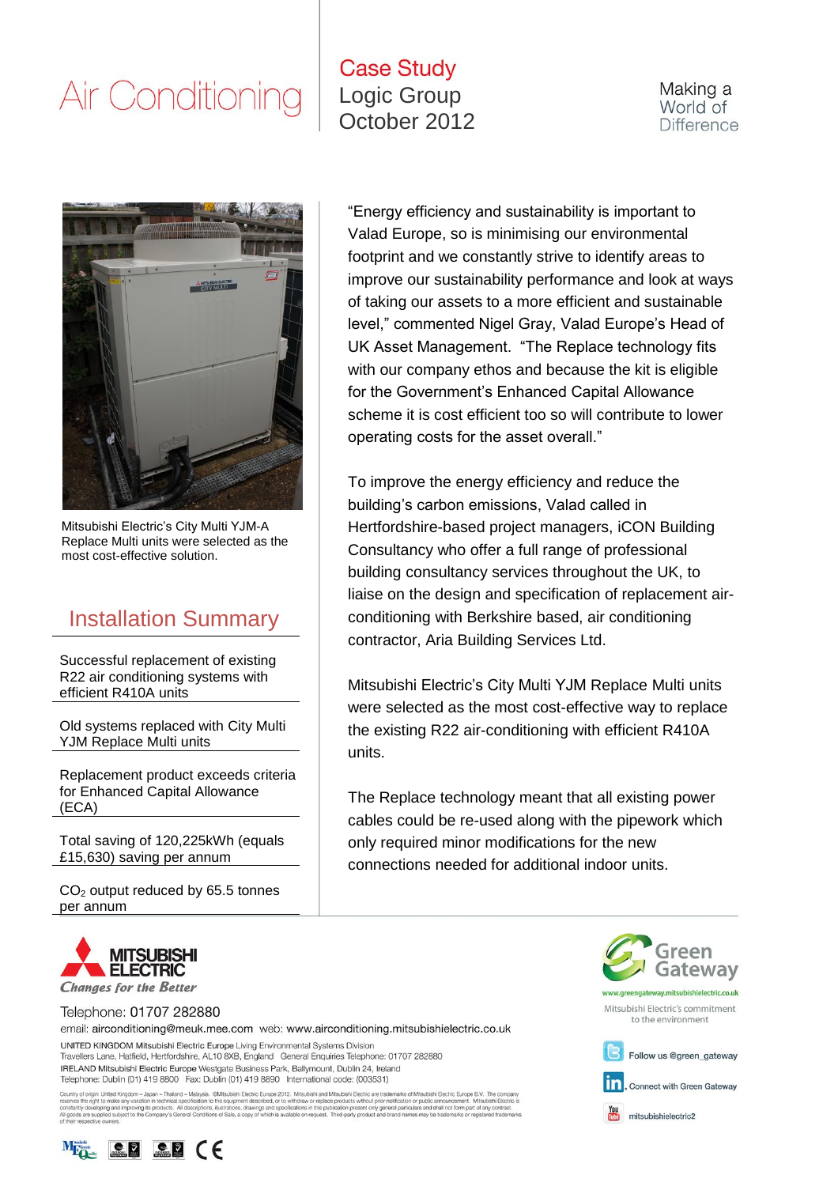# Air Conditioning

## Case Study
Logic Group
October 2012

Making a World of Difference

Mitsubishi Electric's City Multi YJM-A Replace Multi units were selected as the most cost-effective solution.

## Installation Summary

Successful replacement of existing R22 air conditioning systems with efficient R410A units

Old systems replaced with City Multi YJM Replace Multi units

Replacement product exceeds criteria for Enhanced Capital Allowance (ECA)

Total saving of 120,225kWh (equals £15,630) saving per annum

$CO_2$ output reduced by 65.5 tonnes per annum

"Energy efficiency and sustainability is important to Valad Europe, so is minimising our environmental footprint and we constantly strive to identify areas to improve our sustainability performance and look at ways of taking our assets to a more efficient and sustainable level," commented Nigel Gray, Valad Europe's Head of UK Asset Management. "The Replace technology fits with our company ethos and because the kit is eligible for the Government's Enhanced Capital Allowance scheme it is cost efficient too so will contribute to lower operating costs for the asset overall."

To improve the energy efficiency and reduce the building's carbon emissions, Valad called in Hertfordshire-based project managers, iCON Building Consultancy who offer a full range of professional building consultancy services throughout the UK, to liaise on the design and specification of replacement air-conditioning with Berkshire based, air conditioning contractor, Aria Building Services Ltd.

Mitsubishi Electric's City Multi YJM Replace Multi units were selected as the most cost-effective way to replace the existing R22 air-conditioning with efficient R410A units.

The Replace technology meant that all existing power cables could be re-used along with the pipework which only required minor modifications for the new connections needed for additional indoor units.

MITSUBISHI ELECTRIC
*Changes for the Better*

Telephone: 01707 282880
email: airconditioning@meuk.mee.com web: www.airconditioning.mitsubishielectric.co.uk

UNITED KINGDOM Mitsubishi Electric Europe Living Environmental Systems Division
Travellers Lane, Hatfield, Hertfordshire, AL10 8XB, England General Enquiries Telephone: 01707 282880
IRELAND Mitsubishi Electric Europe Westgate Business Park, Ballymount, Dublin 24, Ireland
Telephone: Dublin (01) 419 8800 Fax: Dublin (01) 419 8890 International code: (003531)

Country of origin: United Kingdom – Japan – Thailand – Malaysia. ©Mitsubishi Electric Europe 2012. Mitsubishi and Mitsubishi Electric are trademarks of Mitsubishi Electric Europe B.V. The company reserves the right to make any variation in technical specification to the equipment described, or to withdraw or replace products without prior notification or public announcement. Mitsubishi Electric is constantly developing and improving its products. All descriptions, illustrations, drawings and specifications in this publication present only general particulars and shall not form part of any contract. All goods are supplied subject to the Company's General Conditions of Sale, a copy of which is available on request. Third-party product and brand names may be trademarks or registered trademarks of their respective owners.

Green Gateway
www.greengateway.mitsubishielectric.co.uk
Mitsubishi Electric's commitment to the environment

Follow us @green_gateway

Connect with Green Gateway

mitsubishielectric2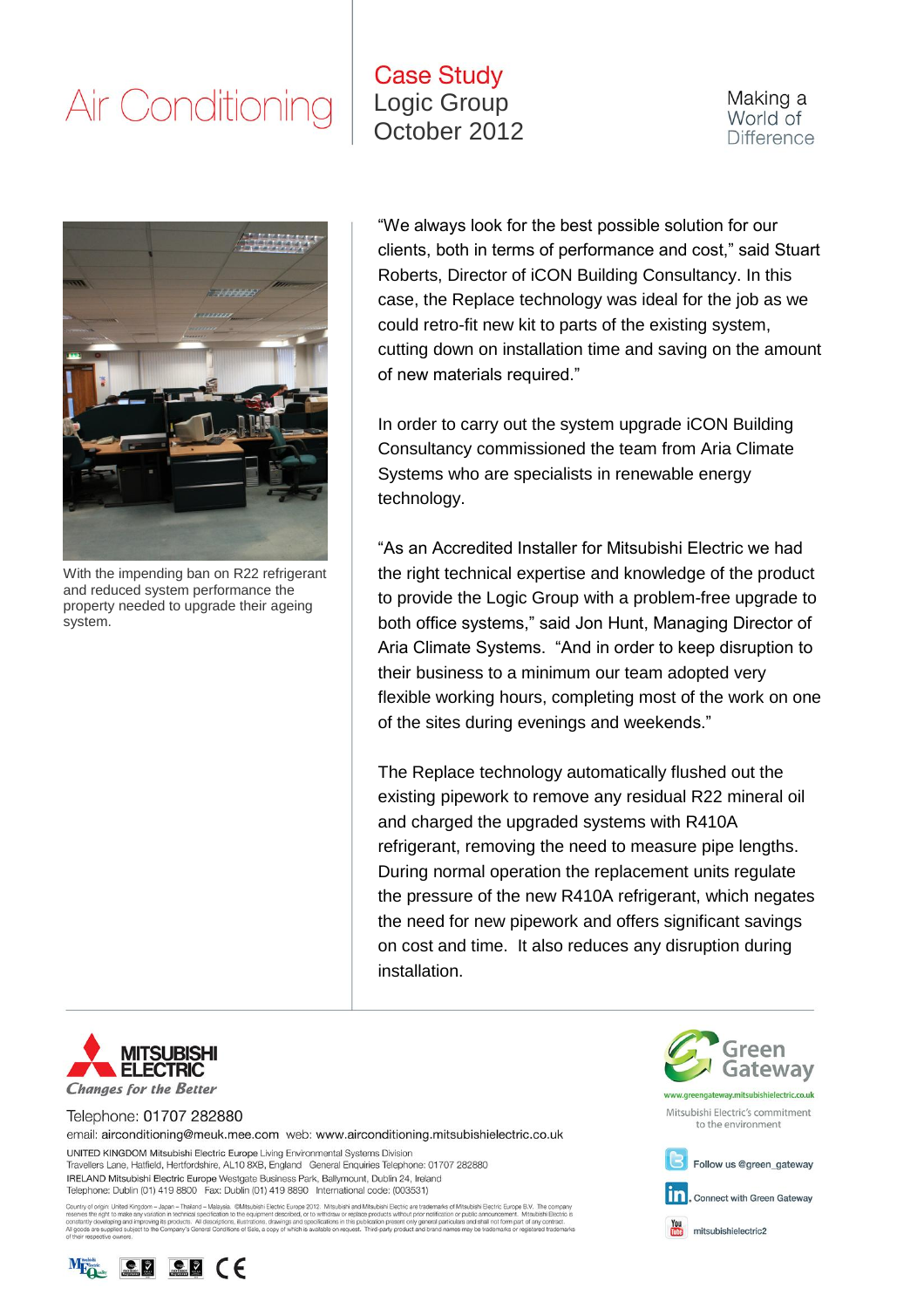# Air Conditioning

**Case Study**
Logic Group
October 2012

Making a World of Difference

With the impending ban on R22 refrigerant and reduced system performance the property needed to upgrade their ageing system.

"We always look for the best possible solution for our clients, both in terms of performance and cost," said Stuart Roberts, Director of iCON Building Consultancy. In this case, the Replace technology was ideal for the job as we could retro-fit new kit to parts of the existing system, cutting down on installation time and saving on the amount of new materials required."

In order to carry out the system upgrade iCON Building Consultancy commissioned the team from Aria Climate Systems who are specialists in renewable energy technology.

"As an Accredited Installer for Mitsubishi Electric we had the right technical expertise and knowledge of the product to provide the Logic Group with a problem-free upgrade to both office systems," said Jon Hunt, Managing Director of Aria Climate Systems. "And in order to keep disruption to their business to a minimum our team adopted very flexible working hours, completing most of the work on one of the sites during evenings and weekends."

The Replace technology automatically flushed out the existing pipework to remove any residual R22 mineral oil and charged the upgraded systems with R410A refrigerant, removing the need to measure pipe lengths. During normal operation the replacement units regulate the pressure of the new R410A refrigerant, which negates the need for new pipework and offers significant savings on cost and time. It also reduces any disruption during installation.

MITSUBISHI ELECTRIC
*Changes for the Better*

Telephone: 01707 282880
email: airconditioning@meuk.mee.com web: www.airconditioning.mitsubishielectric.co.uk

UNITED KINGDOM Mitsubishi Electric Europe Living Environmental Systems Division
Travellers Lane, Hatfield, Hertfordshire, AL10 8XB, England General Enquiries Telephone: 01707 282880
IRELAND Mitsubishi Electric Europe Westgate Business Park, Ballymount, Dublin 24, Ireland
Telephone: Dublin (01) 419 8800 Fax: Dublin (01) 419 8890 International code: (003531)

Country of origin: United Kingdom – Japan – Thailand – Malaysia. ©Mitsubishi Electric Europe 2012. Mitsubishi and Mitsubishi Electric are trademarks of Mitsubishi Electric Europe B.V. The company reserves the right to make any variation in technical specification to the equipment described, or to withdraw or replace products without prior notification or public announcement. Mitsubishi Electric is constantly developing and improving its products. All descriptions, illustrations, drawings and specifications in this publication present only general particulars and shall not form part of any contract. All goods are supplied subject to the Company's General Conditions of Sale, a copy of which is available on request. Third-party product and brand names may be trademarks or registered trademarks of their respective owners.

Green Gateway
www.greengateway.mitsubishielectric.co.uk
Mitsubishi Electric's commitment to the environment

Follow us @green_gateway
Connect with Green Gateway
mitsubishielectric2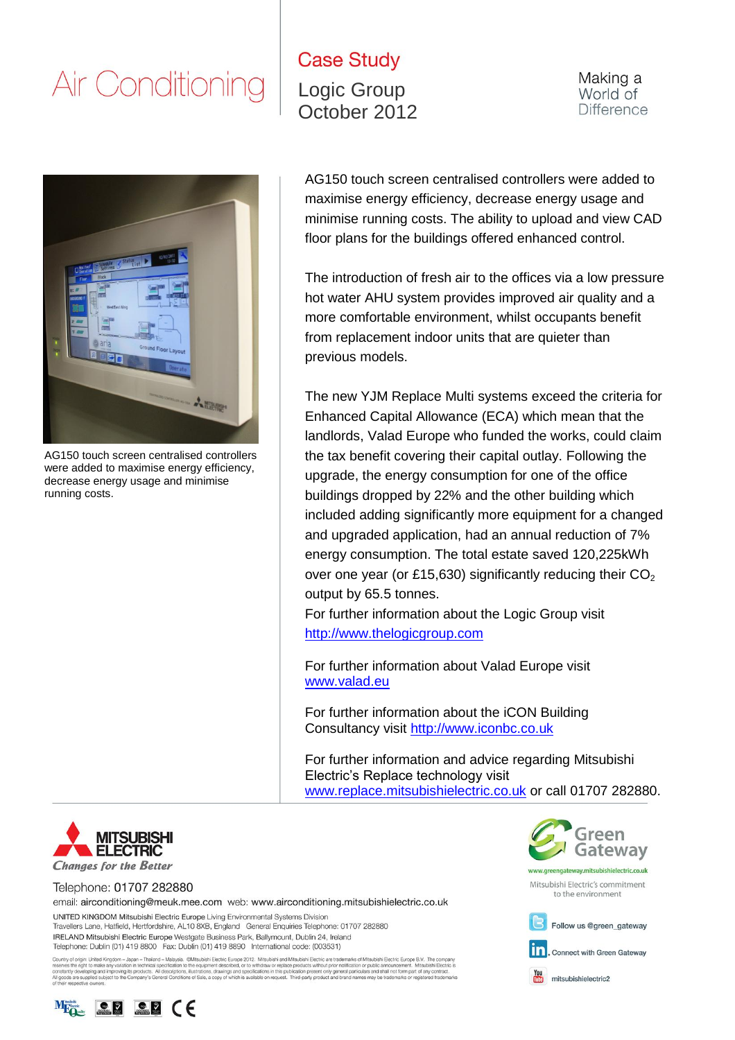# Air Conditioning

## Case Study

Logic Group
October 2012

Making a World of Difference

AG150 touch screen centralised controllers were added to maximise energy efficiency, decrease energy usage and minimise running costs.

AG150 touch screen centralised controllers were added to maximise energy efficiency, decrease energy usage and minimise running costs. The ability to upload and view CAD floor plans for the buildings offered enhanced control.

The introduction of fresh air to the offices via a low pressure hot water AHU system provides improved air quality and a more comfortable environment, whilst occupants benefit from replacement indoor units that are quieter than previous models.

The new YJM Replace Multi systems exceed the criteria for Enhanced Capital Allowance (ECA) which mean that the landlords, Valad Europe who funded the works, could claim the tax benefit covering their capital outlay. Following the upgrade, the energy consumption for one of the office buildings dropped by 22% and the other building which included adding significantly more equipment for a changed and upgraded application, had an annual reduction of 7% energy consumption. The total estate saved 120,225kWh over one year (or £15,630) significantly reducing their $CO_2$ output by 65.5 tonnes.

For further information about the Logic Group visit http://www.thelogicgroup.com

For further information about Valad Europe visit www.valad.eu

For further information about the iCON Building Consultancy visit http://www.iconbc.co.uk

For further information and advice regarding Mitsubishi Electric's Replace technology visit www.replace.mitsubishielectric.co.uk or call 01707 282880.

MITSUBISHI ELECTRIC
*Changes for the Better*

Telephone: 01707 282880
email: airconditioning@meuk.mee.com web: www.airconditioning.mitsubishielectric.co.uk

UNITED KINGDOM Mitsubishi Electric Europe Living Environmental Systems Division
Travellers Lane, Hatfield, Hertfordshire, AL10 8XB, England General Enquiries Telephone: 01707 282880
IRELAND Mitsubishi Electric Europe Westgate Business Park, Ballymount, Dublin 24, Ireland
Telephone: Dublin (01) 419 8800 Fax: Dublin (01) 419 8890 International code: (003531)

Country of origin: United Kingdom – Japan – Thailand – Malaysia. ©Mitsubishi Electric Europe 2012. Mitsubishi and Mitsubishi Electric are trademarks of Mitsubishi Electric Europe B.V. The company reserves the right to make any variation in technical specification to the equipment described, or to withdraw or replace products without prior notification or public announcement. Mitsubishi Electric is constantly developing and improving its products. All descriptions, illustrations, drawings and specifications in this publication present only general particulars and shall not form part of any contract. All goods are supplied subject to the Company's General Conditions of Sale, a copy of which is available on request. Third-party product and brand names may be trademarks or registered trademarks of their respective owners.

Green Gateway
www.greengateway.mitsubishielectric.co.uk
Mitsubishi Electric's commitment to the environment

Follow us @green_gateway

Connect with Green Gateway

mitsubishielectric2